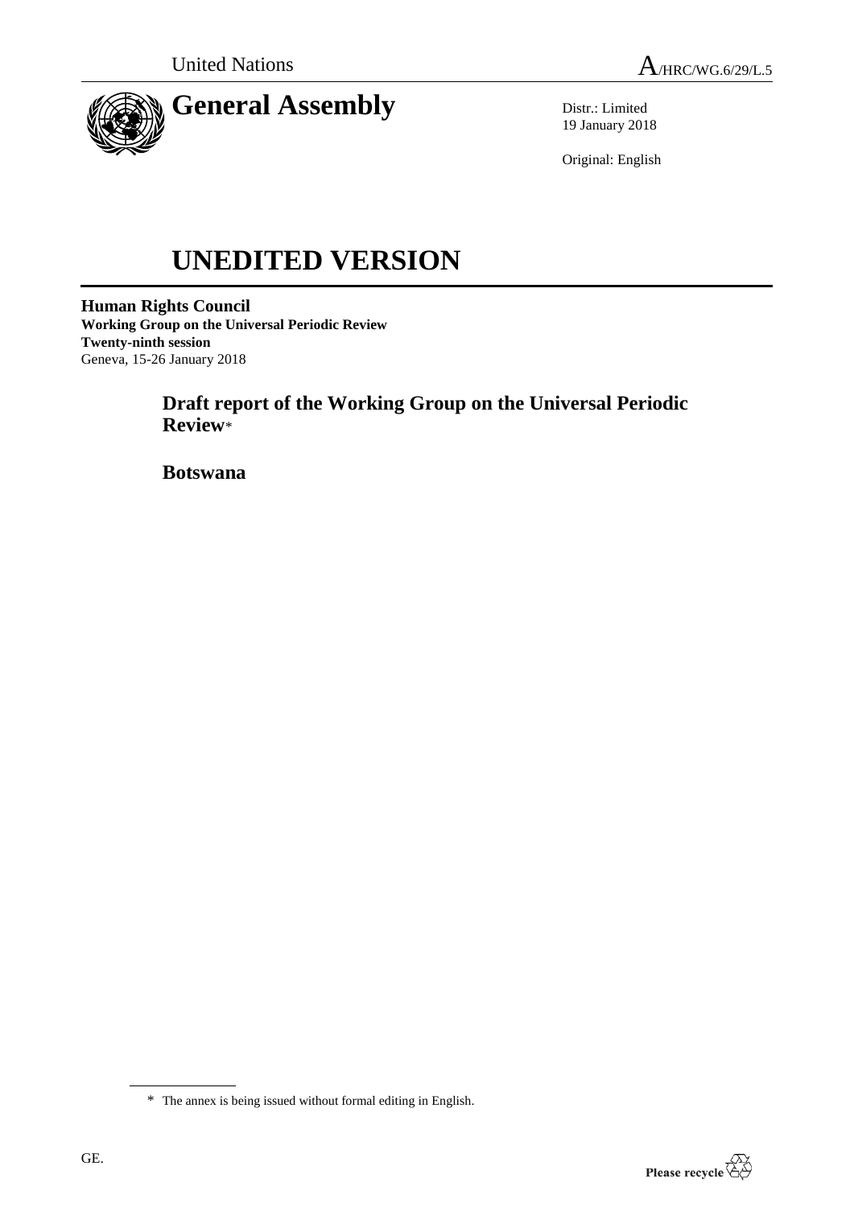United Nations

A/HRC/WG.6/29/L.5

# General Assembly

Distr.: Limited
19 January 2018

Original: English

# UNEDITED VERSION

**Human Rights Council**
**Working Group on the Universal Periodic Review**
**Twenty-ninth session**
Geneva, 15-26 January 2018

## Draft report of the Working Group on the Universal Periodic Review*

## Botswana

\* The annex is being issued without formal editing in English.

GE.

Please recycle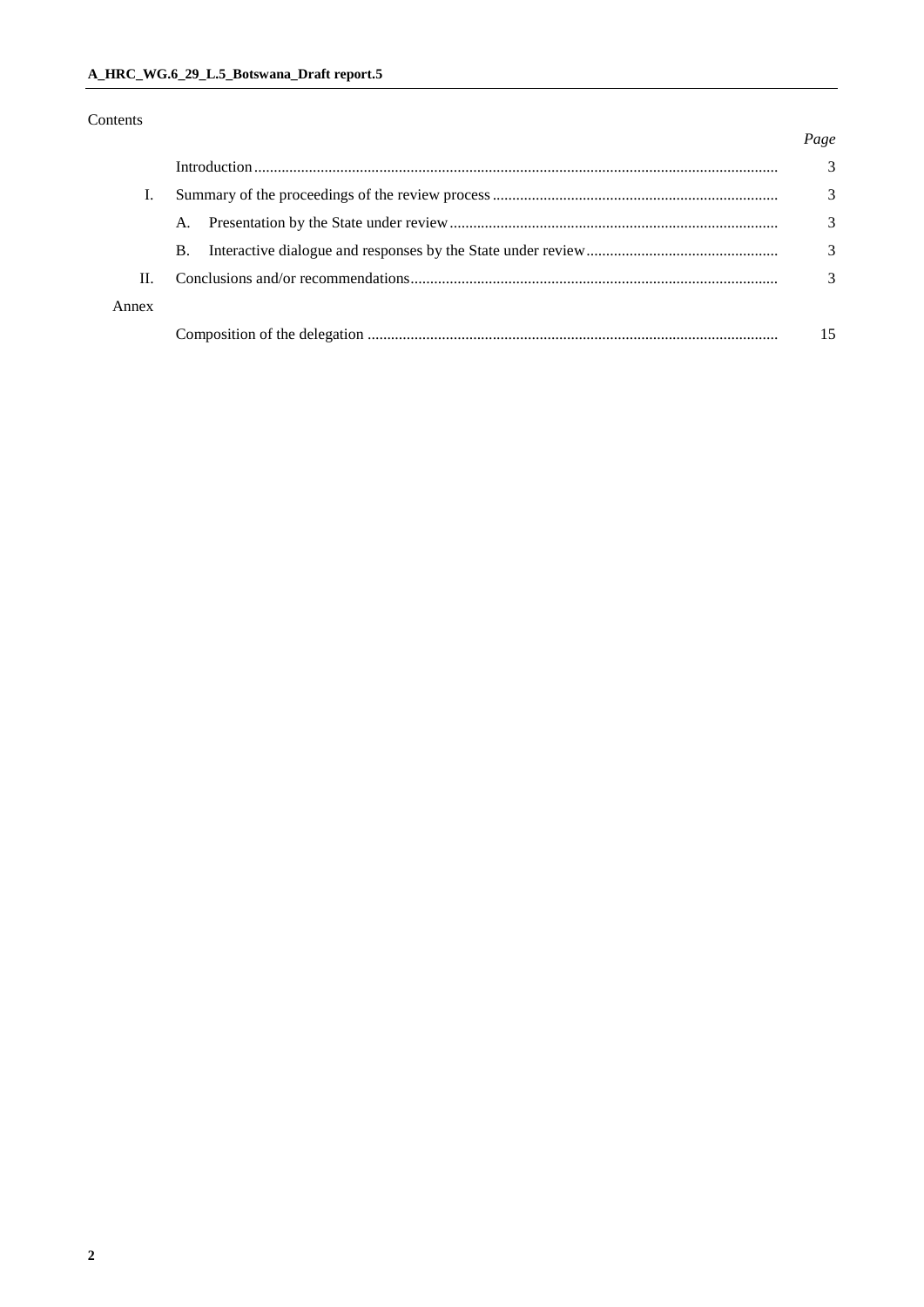Contents

| | | Page |
|---|---|---|
| | Introduction | 3 |
| I. | Summary of the proceedings of the review process | 3 |
| | A. Presentation by the State under review | 3 |
| | B. Interactive dialogue and responses by the State under review | 3 |
| II. | Conclusions and/or recommendations | 3 |
| Annex | | |
| | Composition of the delegation | 15 |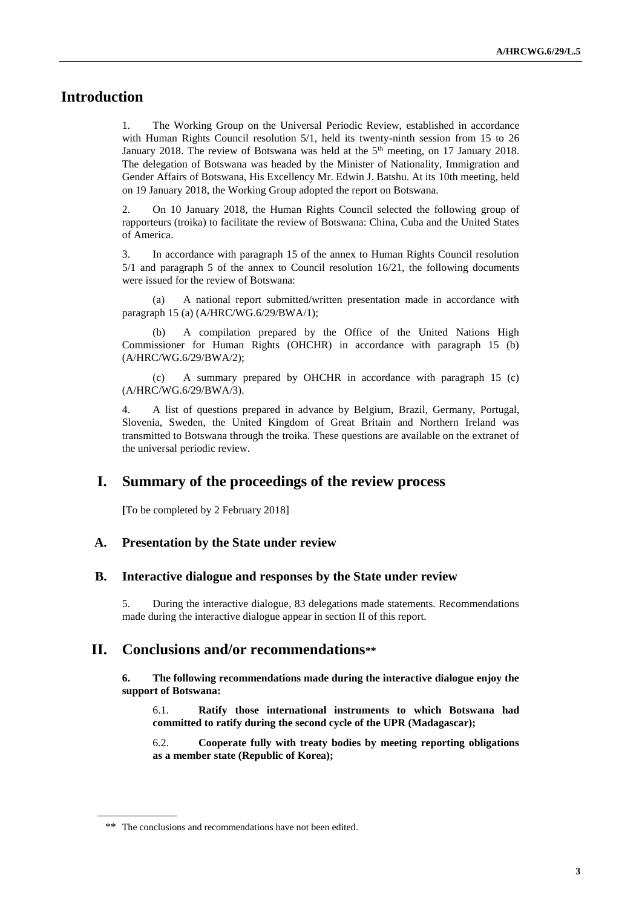# Introduction

1. The Working Group on the Universal Periodic Review, established in accordance with Human Rights Council resolution 5/1, held its twenty-ninth session from 15 to 26 January 2018. The review of Botswana was held at the 5th meeting, on 17 January 2018. The delegation of Botswana was headed by the Minister of Nationality, Immigration and Gender Affairs of Botswana, His Excellency Mr. Edwin J. Batshu. At its 10th meeting, held on 19 January 2018, the Working Group adopted the report on Botswana.

2. On 10 January 2018, the Human Rights Council selected the following group of rapporteurs (troika) to facilitate the review of Botswana: China, Cuba and the United States of America.

3. In accordance with paragraph 15 of the annex to Human Rights Council resolution 5/1 and paragraph 5 of the annex to Council resolution 16/21, the following documents were issued for the review of Botswana:

(a) A national report submitted/written presentation made in accordance with paragraph 15 (a) (A/HRC/WG.6/29/BWA/1);

(b) A compilation prepared by the Office of the United Nations High Commissioner for Human Rights (OHCHR) in accordance with paragraph 15 (b) (A/HRC/WG.6/29/BWA/2);

(c) A summary prepared by OHCHR in accordance with paragraph 15 (c) (A/HRC/WG.6/29/BWA/3).

4. A list of questions prepared in advance by Belgium, Brazil, Germany, Portugal, Slovenia, Sweden, the United Kingdom of Great Britain and Northern Ireland was transmitted to Botswana through the troika. These questions are available on the extranet of the universal periodic review.

# I. Summary of the proceedings of the review process

**[**To be completed by 2 February 2018]

## A. Presentation by the State under review

## B. Interactive dialogue and responses by the State under review

5. During the interactive dialogue, 83 delegations made statements. Recommendations made during the interactive dialogue appear in section II of this report.

# II. Conclusions and/or recommendations**

**6. The following recommendations made during the interactive dialogue enjoy the support of Botswana:**

6.1. **Ratify those international instruments to which Botswana had committed to ratify during the second cycle of the UPR (Madagascar);**

6.2. **Cooperate fully with treaty bodies by meeting reporting obligations as a member state (Republic of Korea);**

** The conclusions and recommendations have not been edited.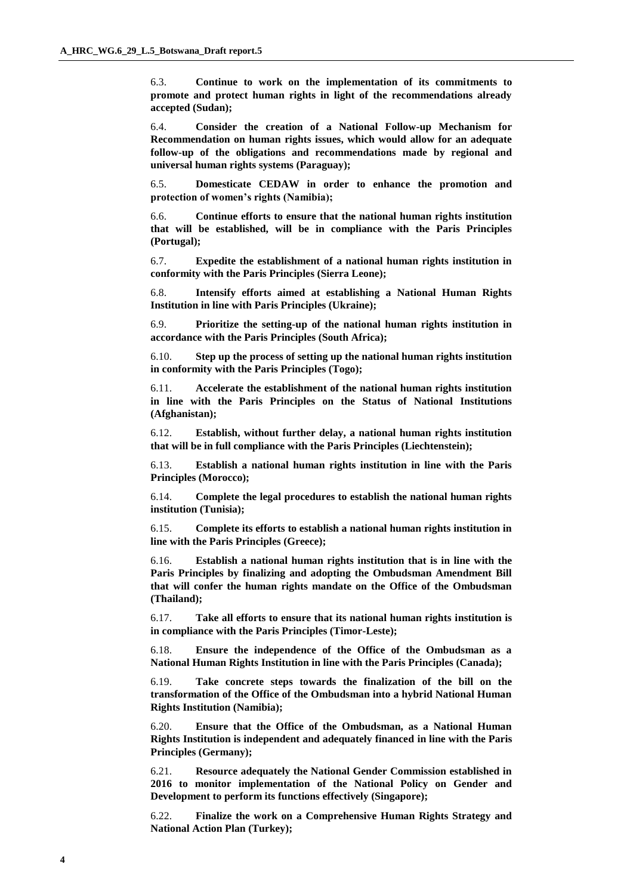6.3. **Continue to work on the implementation of its commitments to promote and protect human rights in light of the recommendations already accepted (Sudan);**

6.4. **Consider the creation of a National Follow-up Mechanism for Recommendation on human rights issues, which would allow for an adequate follow-up of the obligations and recommendations made by regional and universal human rights systems (Paraguay);**

6.5. **Domesticate CEDAW in order to enhance the promotion and protection of women's rights (Namibia);**

6.6. **Continue efforts to ensure that the national human rights institution that will be established, will be in compliance with the Paris Principles (Portugal);**

6.7. **Expedite the establishment of a national human rights institution in conformity with the Paris Principles (Sierra Leone);**

6.8. **Intensify efforts aimed at establishing a National Human Rights Institution in line with Paris Principles (Ukraine);**

6.9. **Prioritize the setting-up of the national human rights institution in accordance with the Paris Principles (South Africa);**

6.10. **Step up the process of setting up the national human rights institution in conformity with the Paris Principles (Togo);**

6.11. **Accelerate the establishment of the national human rights institution in line with the Paris Principles on the Status of National Institutions (Afghanistan);**

6.12. **Establish, without further delay, a national human rights institution that will be in full compliance with the Paris Principles (Liechtenstein);**

6.13. **Establish a national human rights institution in line with the Paris Principles (Morocco);**

6.14. **Complete the legal procedures to establish the national human rights institution (Tunisia);**

6.15. **Complete its efforts to establish a national human rights institution in line with the Paris Principles (Greece);**

6.16. **Establish a national human rights institution that is in line with the Paris Principles by finalizing and adopting the Ombudsman Amendment Bill that will confer the human rights mandate on the Office of the Ombudsman (Thailand);**

6.17. **Take all efforts to ensure that its national human rights institution is in compliance with the Paris Principles (Timor-Leste);**

6.18. **Ensure the independence of the Office of the Ombudsman as a National Human Rights Institution in line with the Paris Principles (Canada);**

6.19. **Take concrete steps towards the finalization of the bill on the transformation of the Office of the Ombudsman into a hybrid National Human Rights Institution (Namibia);**

6.20. **Ensure that the Office of the Ombudsman, as a National Human Rights Institution is independent and adequately financed in line with the Paris Principles (Germany);**

6.21. **Resource adequately the National Gender Commission established in 2016 to monitor implementation of the National Policy on Gender and Development to perform its functions effectively (Singapore);**

6.22. **Finalize the work on a Comprehensive Human Rights Strategy and National Action Plan (Turkey);**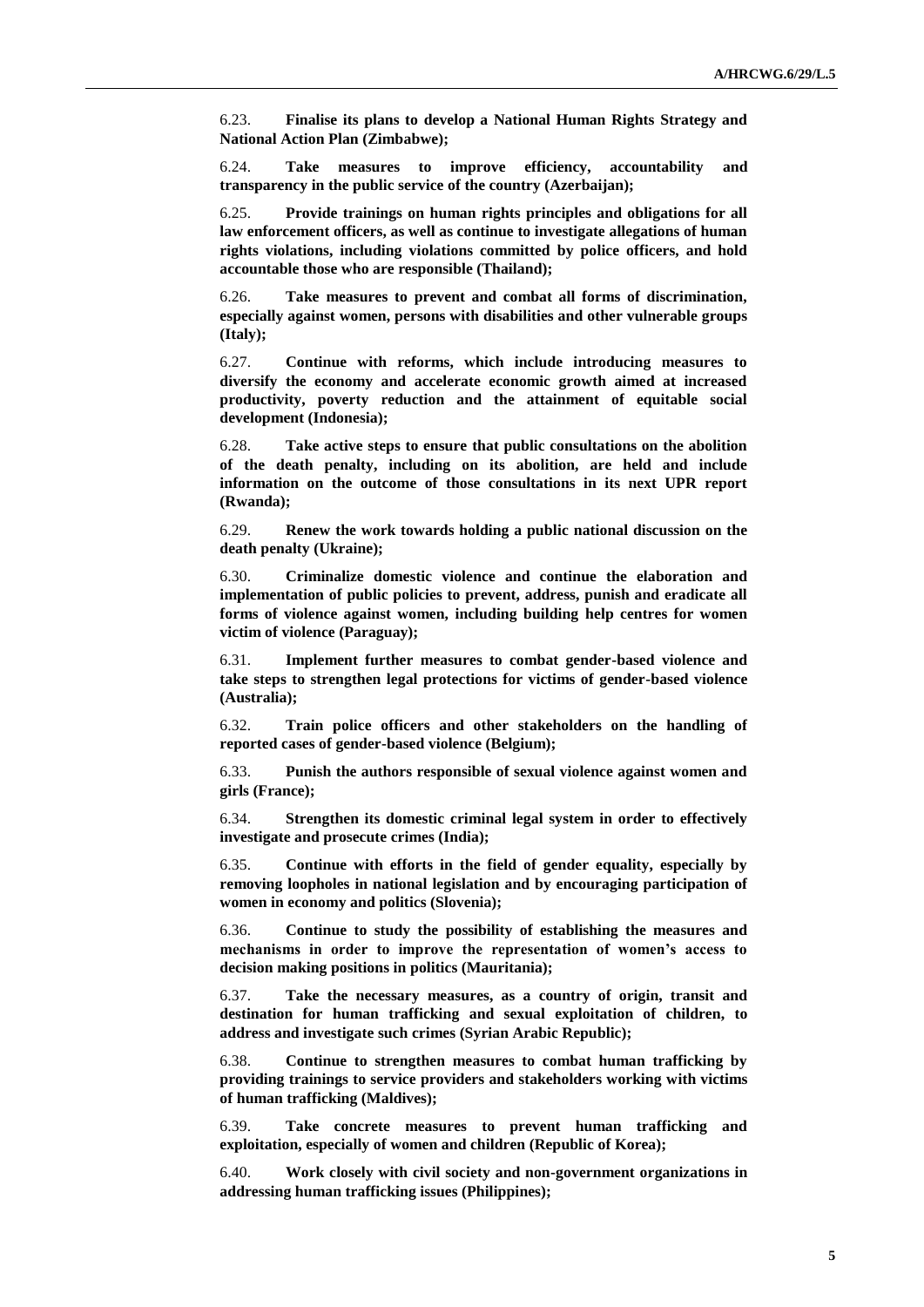6.23. **Finalise its plans to develop a National Human Rights Strategy and National Action Plan (Zimbabwe);**

6.24. **Take measures to improve efficiency, accountability and transparency in the public service of the country (Azerbaijan);**

6.25. **Provide trainings on human rights principles and obligations for all law enforcement officers, as well as continue to investigate allegations of human rights violations, including violations committed by police officers, and hold accountable those who are responsible (Thailand);**

6.26. **Take measures to prevent and combat all forms of discrimination, especially against women, persons with disabilities and other vulnerable groups (Italy);**

6.27. **Continue with reforms, which include introducing measures to diversify the economy and accelerate economic growth aimed at increased productivity, poverty reduction and the attainment of equitable social development (Indonesia);**

6.28. **Take active steps to ensure that public consultations on the abolition of the death penalty, including on its abolition, are held and include information on the outcome of those consultations in its next UPR report (Rwanda);**

6.29. **Renew the work towards holding a public national discussion on the death penalty (Ukraine);**

6.30. **Criminalize domestic violence and continue the elaboration and implementation of public policies to prevent, address, punish and eradicate all forms of violence against women, including building help centres for women victim of violence (Paraguay);**

6.31. **Implement further measures to combat gender-based violence and take steps to strengthen legal protections for victims of gender-based violence (Australia);**

6.32. **Train police officers and other stakeholders on the handling of reported cases of gender-based violence (Belgium);**

6.33. **Punish the authors responsible of sexual violence against women and girls (France);**

6.34. **Strengthen its domestic criminal legal system in order to effectively investigate and prosecute crimes (India);**

6.35. **Continue with efforts in the field of gender equality, especially by removing loopholes in national legislation and by encouraging participation of women in economy and politics (Slovenia);**

6.36. **Continue to study the possibility of establishing the measures and mechanisms in order to improve the representation of women's access to decision making positions in politics (Mauritania);**

6.37. **Take the necessary measures, as a country of origin, transit and destination for human trafficking and sexual exploitation of children, to address and investigate such crimes (Syrian Arab Republic);**

6.38. **Continue to strengthen measures to combat human trafficking by providing trainings to service providers and stakeholders working with victims of human trafficking (Maldives);**

6.39. **Take concrete measures to prevent human trafficking and exploitation, especially of women and children (Republic of Korea);**

6.40. **Work closely with civil society and non-government organizations in addressing human trafficking issues (Philippines);**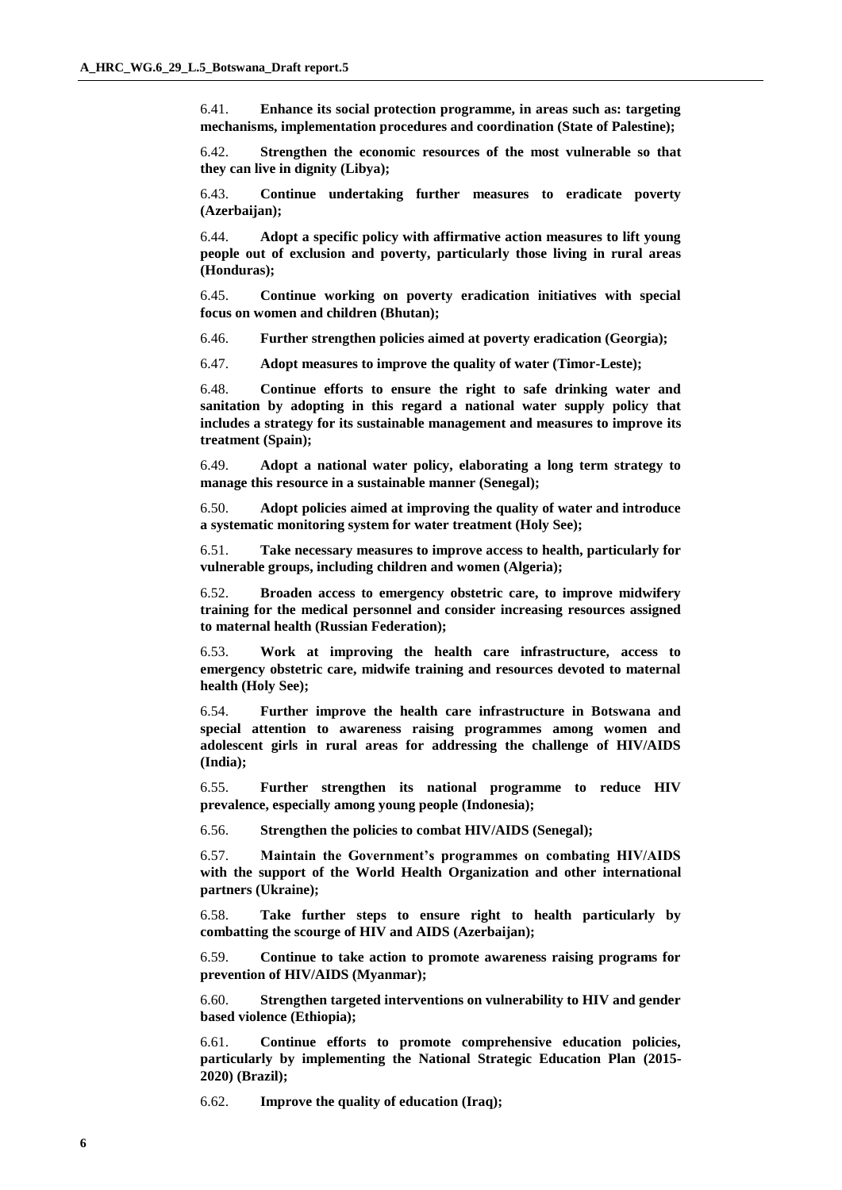6.41. **Enhance its social protection programme, in areas such as: targeting mechanisms, implementation procedures and coordination (State of Palestine);**

6.42. **Strengthen the economic resources of the most vulnerable so that they can live in dignity (Libya);**

6.43. **Continue undertaking further measures to eradicate poverty (Azerbaijan);**

6.44. **Adopt a specific policy with affirmative action measures to lift young people out of exclusion and poverty, particularly those living in rural areas (Honduras);**

6.45. **Continue working on poverty eradication initiatives with special focus on women and children (Bhutan);**

6.46. **Further strengthen policies aimed at poverty eradication (Georgia);**

6.47. **Adopt measures to improve the quality of water (Timor-Leste);**

6.48. **Continue efforts to ensure the right to safe drinking water and sanitation by adopting in this regard a national water supply policy that includes a strategy for its sustainable management and measures to improve its treatment (Spain);**

6.49. **Adopt a national water policy, elaborating a long term strategy to manage this resource in a sustainable manner (Senegal);**

6.50. **Adopt policies aimed at improving the quality of water and introduce a systematic monitoring system for water treatment (Holy See);**

6.51. **Take necessary measures to improve access to health, particularly for vulnerable groups, including children and women (Algeria);**

6.52. **Broaden access to emergency obstetric care, to improve midwifery training for the medical personnel and consider increasing resources assigned to maternal health (Russian Federation);**

6.53. **Work at improving the health care infrastructure, access to emergency obstetric care, midwife training and resources devoted to maternal health (Holy See);**

6.54. **Further improve the health care infrastructure in Botswana and special attention to awareness raising programmes among women and adolescent girls in rural areas for addressing the challenge of HIV/AIDS (India);**

6.55. **Further strengthen its national programme to reduce HIV prevalence, especially among young people (Indonesia);**

6.56. **Strengthen the policies to combat HIV/AIDS (Senegal);**

6.57. **Maintain the Government's programmes on combating HIV/AIDS with the support of the World Health Organization and other international partners (Ukraine);**

6.58. **Take further steps to ensure right to health particularly by combatting the scourge of HIV and AIDS (Azerbaijan);**

6.59. **Continue to take action to promote awareness raising programs for prevention of HIV/AIDS (Myanmar);**

6.60. **Strengthen targeted interventions on vulnerability to HIV and gender based violence (Ethiopia);**

6.61. **Continue efforts to promote comprehensive education policies, particularly by implementing the National Strategic Education Plan (2015-2020) (Brazil);**

6.62. **Improve the quality of education (Iraq);**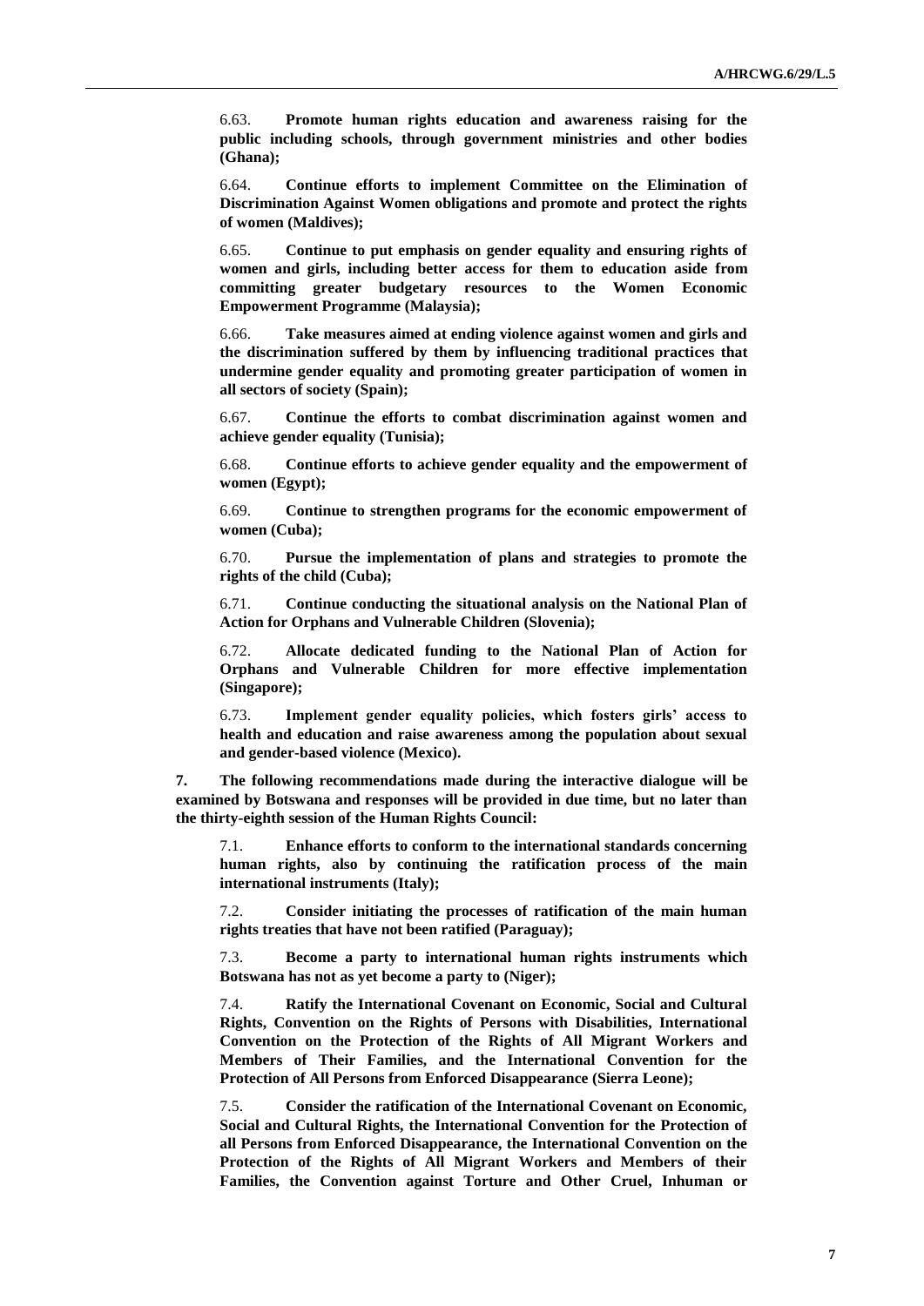6.63. **Promote human rights education and awareness raising for the public including schools, through government ministries and other bodies (Ghana);**

6.64. **Continue efforts to implement Committee on the Elimination of Discrimination Against Women obligations and promote and protect the rights of women (Maldives);**

6.65. **Continue to put emphasis on gender equality and ensuring rights of women and girls, including better access for them to education aside from committing greater budgetary resources to the Women Economic Empowerment Programme (Malaysia);**

6.66. **Take measures aimed at ending violence against women and girls and the discrimination suffered by them by influencing traditional practices that undermine gender equality and promoting greater participation of women in all sectors of society (Spain);**

6.67. **Continue the efforts to combat discrimination against women and achieve gender equality (Tunisia);**

6.68. **Continue efforts to achieve gender equality and the empowerment of women (Egypt);**

6.69. **Continue to strengthen programs for the economic empowerment of women (Cuba);**

6.70. **Pursue the implementation of plans and strategies to promote the rights of the child (Cuba);**

6.71. **Continue conducting the situational analysis on the National Plan of Action for Orphans and Vulnerable Children (Slovenia);**

6.72. **Allocate dedicated funding to the National Plan of Action for Orphans and Vulnerable Children for more effective implementation (Singapore);**

6.73. **Implement gender equality policies, which fosters girls' access to health and education and raise awareness among the population about sexual and gender-based violence (Mexico).**

**7. The following recommendations made during the interactive dialogue will be examined by Botswana and responses will be provided in due time, but no later than the thirty-eighth session of the Human Rights Council:**

7.1. **Enhance efforts to conform to the international standards concerning human rights, also by continuing the ratification process of the main international instruments (Italy);**

7.2. **Consider initiating the processes of ratification of the main human rights treaties that have not been ratified (Paraguay);**

7.3. **Become a party to international human rights instruments which Botswana has not as yet become a party to (Niger);**

7.4. **Ratify the International Covenant on Economic, Social and Cultural Rights, Convention on the Rights of Persons with Disabilities, International Convention on the Protection of the Rights of All Migrant Workers and Members of Their Families, and the International Convention for the Protection of All Persons from Enforced Disappearance (Sierra Leone);**

7.5. **Consider the ratification of the International Covenant on Economic, Social and Cultural Rights, the International Convention for the Protection of all Persons from Enforced Disappearance, the International Convention on the Protection of the Rights of All Migrant Workers and Members of their Families, the Convention against Torture and Other Cruel, Inhuman or**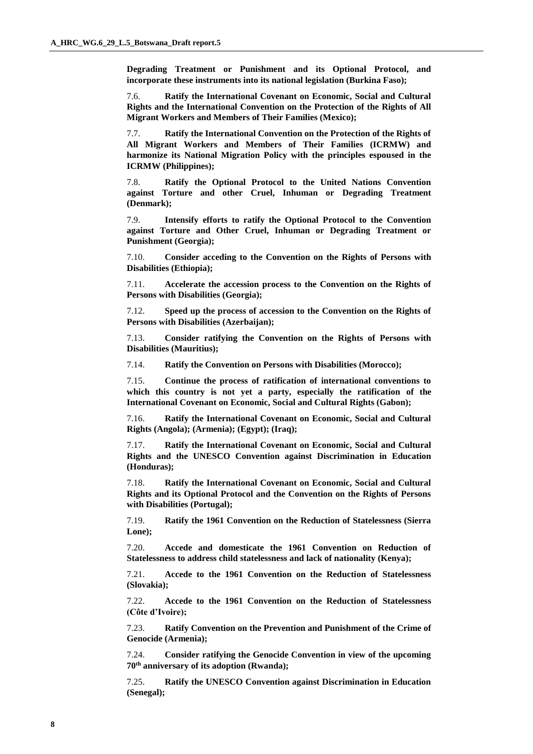**Degrading Treatment or Punishment and its Optional Protocol, and incorporate these instruments into its national legislation (Burkina Faso);**

7.6. **Ratify the International Covenant on Economic, Social and Cultural Rights and the International Convention on the Protection of the Rights of All Migrant Workers and Members of Their Families (Mexico);**

7.7. **Ratify the International Convention on the Protection of the Rights of All Migrant Workers and Members of Their Families (ICRMW) and harmonize its National Migration Policy with the principles espoused in the ICRMW (Philippines);**

7.8. **Ratify the Optional Protocol to the United Nations Convention against Torture and other Cruel, Inhuman or Degrading Treatment (Denmark);**

7.9. **Intensify efforts to ratify the Optional Protocol to the Convention against Torture and Other Cruel, Inhuman or Degrading Treatment or Punishment (Georgia);**

7.10. **Consider acceding to the Convention on the Rights of Persons with Disabilities (Ethiopia);**

7.11. **Accelerate the accession process to the Convention on the Rights of Persons with Disabilities (Georgia);**

7.12. **Speed up the process of accession to the Convention on the Rights of Persons with Disabilities (Azerbaijan);**

7.13. **Consider ratifying the Convention on the Rights of Persons with Disabilities (Mauritius);**

7.14. **Ratify the Convention on Persons with Disabilities (Morocco);**

7.15. **Continue the process of ratification of international conventions to which this country is not yet a party, especially the ratification of the International Covenant on Economic, Social and Cultural Rights (Gabon);**

7.16. **Ratify the International Covenant on Economic, Social and Cultural Rights (Angola); (Armenia); (Egypt); (Iraq);**

7.17. **Ratify the International Covenant on Economic, Social and Cultural Rights and the UNESCO Convention against Discrimination in Education (Honduras);**

7.18. **Ratify the International Covenant on Economic, Social and Cultural Rights and its Optional Protocol and the Convention on the Rights of Persons with Disabilities (Portugal);**

7.19. **Ratify the 1961 Convention on the Reduction of Statelessness (Sierra Lone);**

7.20. **Accede and domesticate the 1961 Convention on Reduction of Statelessness to address child statelessness and lack of nationality (Kenya);**

7.21. **Accede to the 1961 Convention on the Reduction of Statelessness (Slovakia);**

7.22. **Accede to the 1961 Convention on the Reduction of Statelessness (Côte d'Ivoire);**

7.23. **Ratify Convention on the Prevention and Punishment of the Crime of Genocide (Armenia);**

7.24. **Consider ratifying the Genocide Convention in view of the upcoming 70th anniversary of its adoption (Rwanda);**

7.25. **Ratify the UNESCO Convention against Discrimination in Education (Senegal);**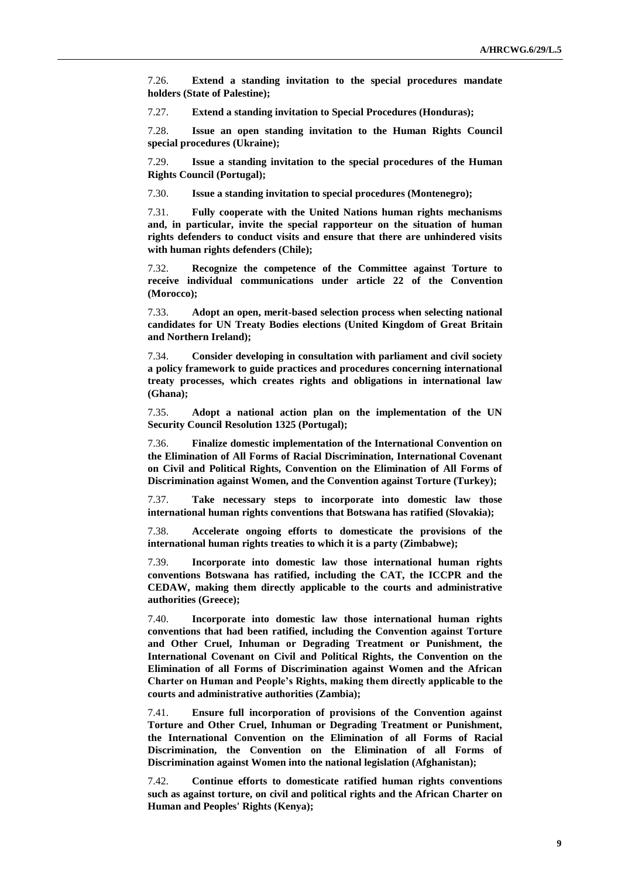7.26. **Extend a standing invitation to the special procedures mandate holders (State of Palestine);**

7.27. **Extend a standing invitation to Special Procedures (Honduras);**

7.28. **Issue an open standing invitation to the Human Rights Council special procedures (Ukraine);**

7.29. **Issue a standing invitation to the special procedures of the Human Rights Council (Portugal);**

7.30. **Issue a standing invitation to special procedures (Montenegro);**

7.31. **Fully cooperate with the United Nations human rights mechanisms and, in particular, invite the special rapporteur on the situation of human rights defenders to conduct visits and ensure that there are unhindered visits with human rights defenders (Chile);**

7.32. **Recognize the competence of the Committee against Torture to receive individual communications under article 22 of the Convention (Morocco);**

7.33. **Adopt an open, merit-based selection process when selecting national candidates for UN Treaty Bodies elections (United Kingdom of Great Britain and Northern Ireland);**

7.34. **Consider developing in consultation with parliament and civil society a policy framework to guide practices and procedures concerning international treaty processes, which creates rights and obligations in international law (Ghana);**

7.35. **Adopt a national action plan on the implementation of the UN Security Council Resolution 1325 (Portugal);**

7.36. **Finalize domestic implementation of the International Convention on the Elimination of All Forms of Racial Discrimination, International Covenant on Civil and Political Rights, Convention on the Elimination of All Forms of Discrimination against Women, and the Convention against Torture (Turkey);**

7.37. **Take necessary steps to incorporate into domestic law those international human rights conventions that Botswana has ratified (Slovakia);**

7.38. **Accelerate ongoing efforts to domesticate the provisions of the international human rights treaties to which it is a party (Zimbabwe);**

7.39. **Incorporate into domestic law those international human rights conventions Botswana has ratified, including the CAT, the ICCPR and the CEDAW, making them directly applicable to the courts and administrative authorities (Greece);**

7.40. **Incorporate into domestic law those international human rights conventions that had been ratified, including the Convention against Torture and Other Cruel, Inhuman or Degrading Treatment or Punishment, the International Covenant on Civil and Political Rights, the Convention on the Elimination of all Forms of Discrimination against Women and the African Charter on Human and People's Rights, making them directly applicable to the courts and administrative authorities (Zambia);**

7.41. **Ensure full incorporation of provisions of the Convention against Torture and Other Cruel, Inhuman or Degrading Treatment or Punishment, the International Convention on the Elimination of all Forms of Racial Discrimination, the Convention on the Elimination of all Forms of Discrimination against Women into the national legislation (Afghanistan);**

7.42. **Continue efforts to domesticate ratified human rights conventions such as against torture, on civil and political rights and the African Charter on Human and Peoples' Rights (Kenya);**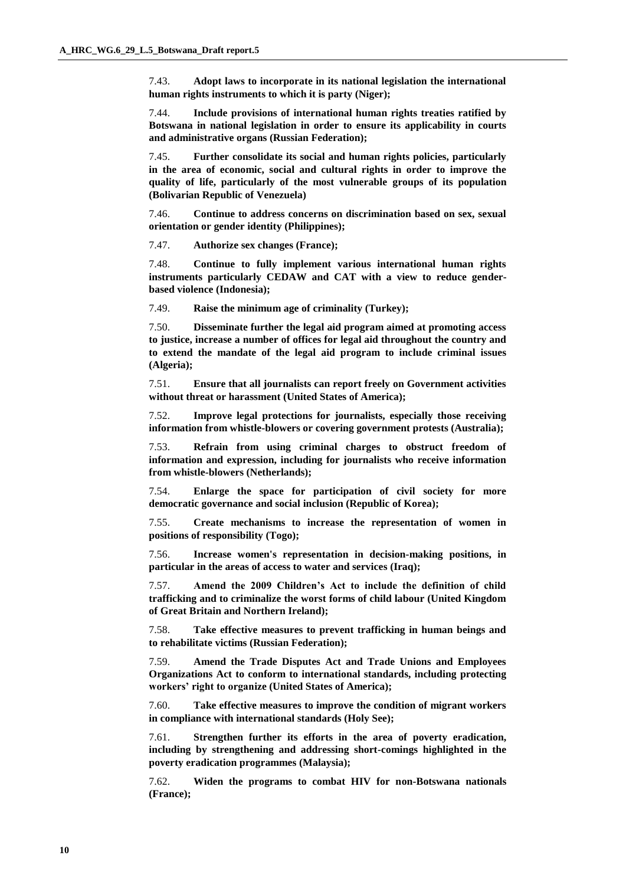7.43. **Adopt laws to incorporate in its national legislation the international human rights instruments to which it is party (Niger);**

7.44. **Include provisions of international human rights treaties ratified by Botswana in national legislation in order to ensure its applicability in courts and administrative organs (Russian Federation);**

7.45. **Further consolidate its social and human rights policies, particularly in the area of economic, social and cultural rights in order to improve the quality of life, particularly of the most vulnerable groups of its population (Bolivarian Republic of Venezuela)**

7.46. **Continue to address concerns on discrimination based on sex, sexual orientation or gender identity (Philippines);**

7.47. **Authorize sex changes (France);**

7.48. **Continue to fully implement various international human rights instruments particularly CEDAW and CAT with a view to reduce gender-based violence (Indonesia);**

7.49. **Raise the minimum age of criminality (Turkey);**

7.50. **Disseminate further the legal aid program aimed at promoting access to justice, increase a number of offices for legal aid throughout the country and to extend the mandate of the legal aid program to include criminal issues (Algeria);**

7.51. **Ensure that all journalists can report freely on Government activities without threat or harassment (United States of America);**

7.52. **Improve legal protections for journalists, especially those receiving information from whistle-blowers or covering government protests (Australia);**

7.53. **Refrain from using criminal charges to obstruct freedom of information and expression, including for journalists who receive information from whistle-blowers (Netherlands);**

7.54. **Enlarge the space for participation of civil society for more democratic governance and social inclusion (Republic of Korea);**

7.55. **Create mechanisms to increase the representation of women in positions of responsibility (Togo);**

7.56. **Increase women's representation in decision-making positions, in particular in the areas of access to water and services (Iraq);**

7.57. **Amend the 2009 Children's Act to include the definition of child trafficking and to criminalize the worst forms of child labour (United Kingdom of Great Britain and Northern Ireland);**

7.58. **Take effective measures to prevent trafficking in human beings and to rehabilitate victims (Russian Federation);**

7.59. **Amend the Trade Disputes Act and Trade Unions and Employees Organizations Act to conform to international standards, including protecting workers' right to organize (United States of America);**

7.60. **Take effective measures to improve the condition of migrant workers in compliance with international standards (Holy See);**

7.61. **Strengthen further its efforts in the area of poverty eradication, including by strengthening and addressing short-comings highlighted in the poverty eradication programmes (Malaysia);**

7.62. **Widen the programs to combat HIV for non-Botswana nationals (France);**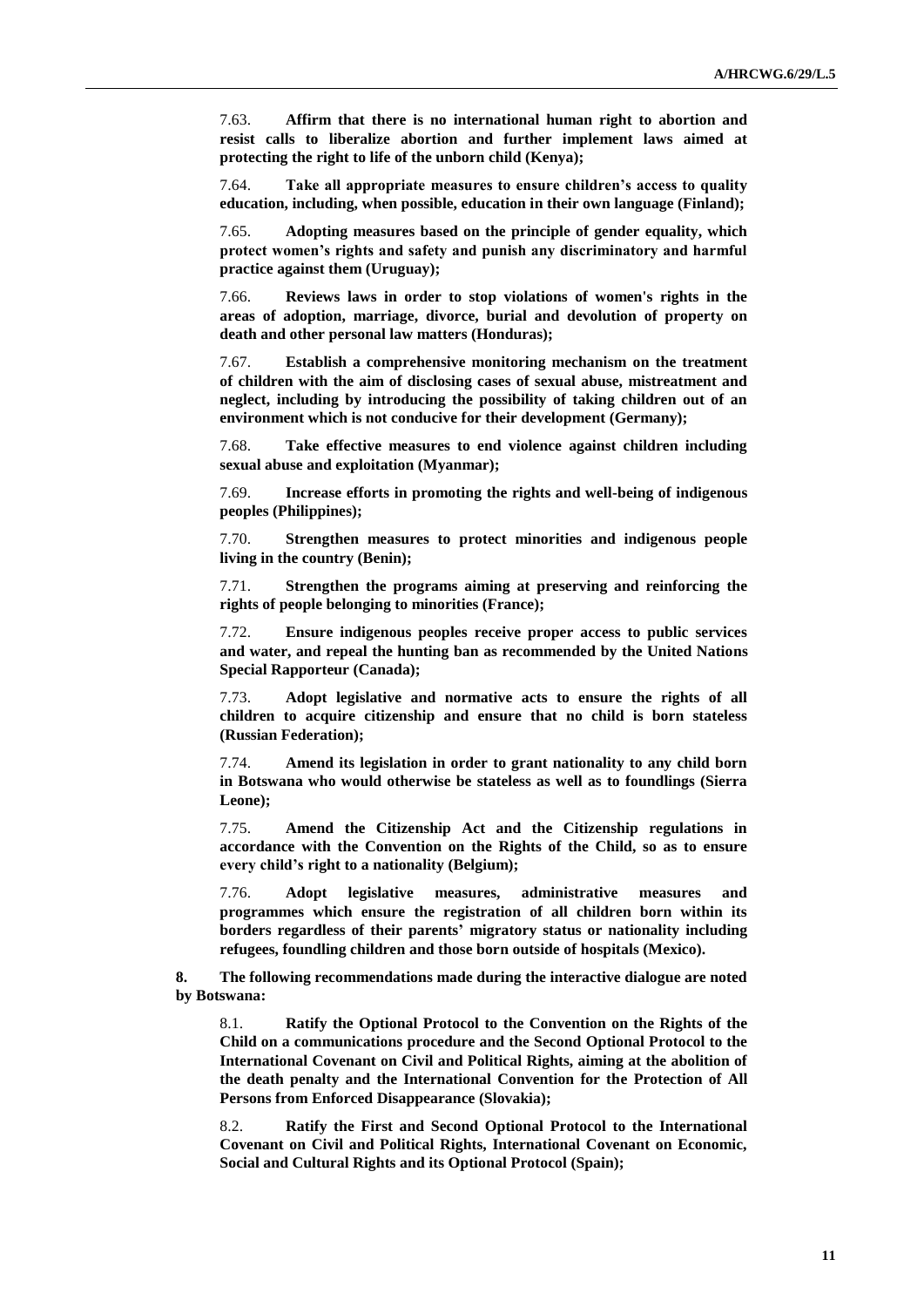7.63. **Affirm that there is no international human right to abortion and resist calls to liberalize abortion and further implement laws aimed at protecting the right to life of the unborn child (Kenya);**

7.64. **Take all appropriate measures to ensure children's access to quality education, including, when possible, education in their own language (Finland);**

7.65. **Adopting measures based on the principle of gender equality, which protect women's rights and safety and punish any discriminatory and harmful practice against them (Uruguay);**

7.66. **Reviews laws in order to stop violations of women's rights in the areas of adoption, marriage, divorce, burial and devolution of property on death and other personal law matters (Honduras);**

7.67. **Establish a comprehensive monitoring mechanism on the treatment of children with the aim of disclosing cases of sexual abuse, mistreatment and neglect, including by introducing the possibility of taking children out of an environment which is not conducive for their development (Germany);**

7.68. **Take effective measures to end violence against children including sexual abuse and exploitation (Myanmar);**

7.69. **Increase efforts in promoting the rights and well-being of indigenous peoples (Philippines);**

7.70. **Strengthen measures to protect minorities and indigenous people living in the country (Benin);**

7.71. **Strengthen the programs aiming at preserving and reinforcing the rights of people belonging to minorities (France);**

7.72. **Ensure indigenous peoples receive proper access to public services and water, and repeal the hunting ban as recommended by the United Nations Special Rapporteur (Canada);**

7.73. **Adopt legislative and normative acts to ensure the rights of all children to acquire citizenship and ensure that no child is born stateless (Russian Federation);**

7.74. **Amend its legislation in order to grant nationality to any child born in Botswana who would otherwise be stateless as well as to foundlings (Sierra Leone);**

7.75. **Amend the Citizenship Act and the Citizenship regulations in accordance with the Convention on the Rights of the Child, so as to ensure every child's right to a nationality (Belgium);**

7.76. **Adopt legislative measures, administrative measures and programmes which ensure the registration of all children born within its borders regardless of their parents' migratory status or nationality including refugees, foundling children and those born outside of hospitals (Mexico).**

**8. The following recommendations made during the interactive dialogue are noted by Botswana:**

8.1. **Ratify the Optional Protocol to the Convention on the Rights of the Child on a communications procedure and the Second Optional Protocol to the International Covenant on Civil and Political Rights, aiming at the abolition of the death penalty and the International Convention for the Protection of All Persons from Enforced Disappearance (Slovakia);**

8.2. **Ratify the First and Second Optional Protocol to the International Covenant on Civil and Political Rights, International Covenant on Economic, Social and Cultural Rights and its Optional Protocol (Spain);**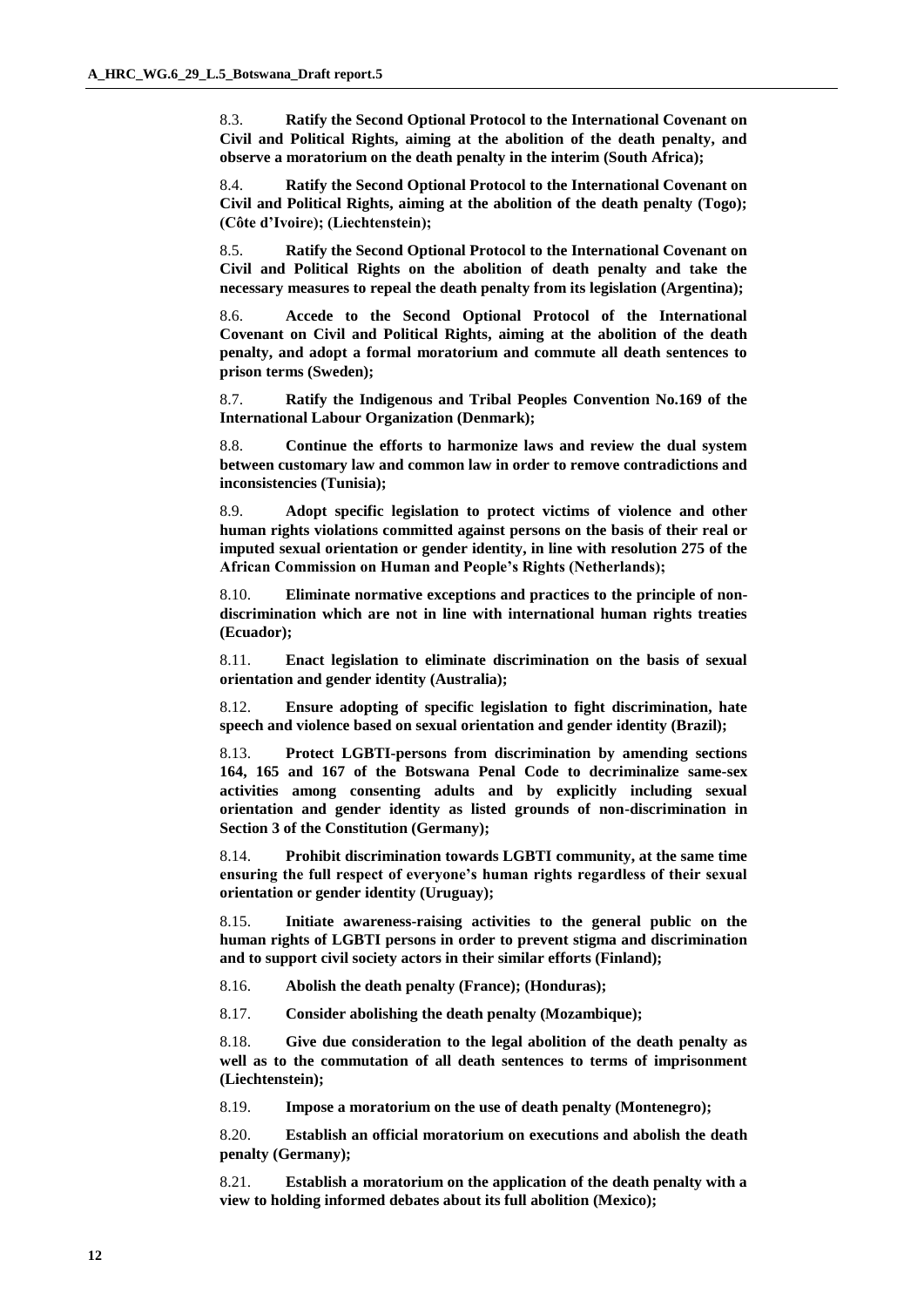8.3. **Ratify the Second Optional Protocol to the International Covenant on Civil and Political Rights, aiming at the abolition of the death penalty, and observe a moratorium on the death penalty in the interim (South Africa);**

8.4. **Ratify the Second Optional Protocol to the International Covenant on Civil and Political Rights, aiming at the abolition of the death penalty (Togo); (Côte d'Ivoire); (Liechtenstein);**

8.5. **Ratify the Second Optional Protocol to the International Covenant on Civil and Political Rights on the abolition of death penalty and take the necessary measures to repeal the death penalty from its legislation (Argentina);**

8.6. **Accede to the Second Optional Protocol of the International Covenant on Civil and Political Rights, aiming at the abolition of the death penalty, and adopt a formal moratorium and commute all death sentences to prison terms (Sweden);**

8.7. **Ratify the Indigenous and Tribal Peoples Convention No.169 of the International Labour Organization (Denmark);**

8.8. **Continue the efforts to harmonize laws and review the dual system between customary law and common law in order to remove contradictions and inconsistencies (Tunisia);**

8.9. **Adopt specific legislation to protect victims of violence and other human rights violations committed against persons on the basis of their real or imputed sexual orientation or gender identity, in line with resolution 275 of the African Commission on Human and People's Rights (Netherlands);**

8.10. **Eliminate normative exceptions and practices to the principle of non-discrimination which are not in line with international human rights treaties (Ecuador);**

8.11. **Enact legislation to eliminate discrimination on the basis of sexual orientation and gender identity (Australia);**

8.12. **Ensure adopting of specific legislation to fight discrimination, hate speech and violence based on sexual orientation and gender identity (Brazil);**

8.13. **Protect LGBTI-persons from discrimination by amending sections 164, 165 and 167 of the Botswana Penal Code to decriminalize same-sex activities among consenting adults and by explicitly including sexual orientation and gender identity as listed grounds of non-discrimination in Section 3 of the Constitution (Germany);**

8.14. **Prohibit discrimination towards LGBTI community, at the same time ensuring the full respect of everyone's human rights regardless of their sexual orientation or gender identity (Uruguay);**

8.15. **Initiate awareness-raising activities to the general public on the human rights of LGBTI persons in order to prevent stigma and discrimination and to support civil society actors in their similar efforts (Finland);**

8.16. **Abolish the death penalty (France); (Honduras);**

8.17. **Consider abolishing the death penalty (Mozambique);**

8.18. **Give due consideration to the legal abolition of the death penalty as well as to the commutation of all death sentences to terms of imprisonment (Liechtenstein);**

8.19. **Impose a moratorium on the use of death penalty (Montenegro);**

8.20. **Establish an official moratorium on executions and abolish the death penalty (Germany);**

8.21. **Establish a moratorium on the application of the death penalty with a view to holding informed debates about its full abolition (Mexico);**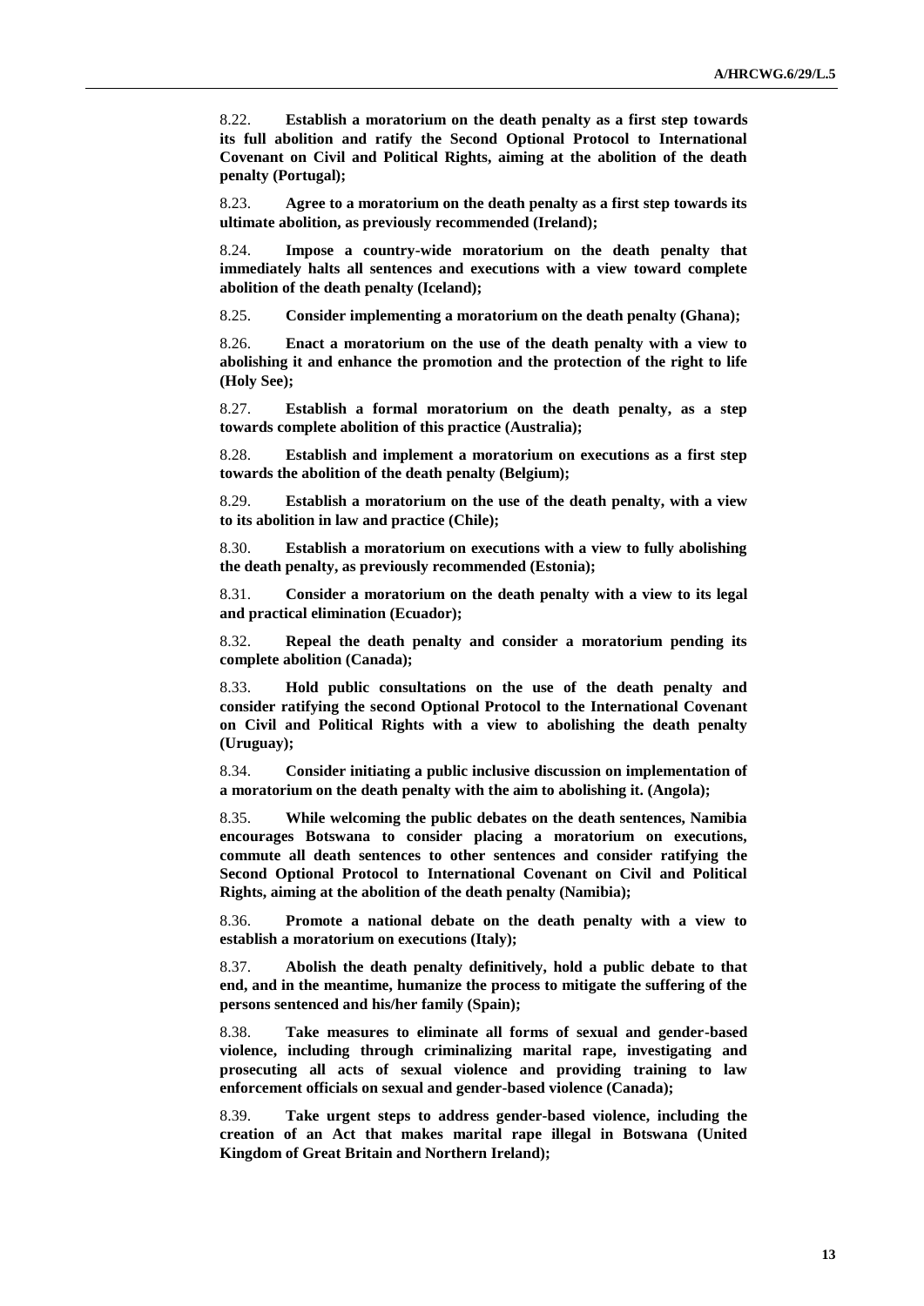8.22. **Establish a moratorium on the death penalty as a first step towards its full abolition and ratify the Second Optional Protocol to International Covenant on Civil and Political Rights, aiming at the abolition of the death penalty (Portugal);**

8.23. **Agree to a moratorium on the death penalty as a first step towards its ultimate abolition, as previously recommended (Ireland);**

8.24. **Impose a country-wide moratorium on the death penalty that immediately halts all sentences and executions with a view toward complete abolition of the death penalty (Iceland);**

8.25. **Consider implementing a moratorium on the death penalty (Ghana);**

8.26. **Enact a moratorium on the use of the death penalty with a view to abolishing it and enhance the promotion and the protection of the right to life (Holy See);**

8.27. **Establish a formal moratorium on the death penalty, as a step towards complete abolition of this practice (Australia);**

8.28. **Establish and implement a moratorium on executions as a first step towards the abolition of the death penalty (Belgium);**

8.29. **Establish a moratorium on the use of the death penalty, with a view to its abolition in law and practice (Chile);**

8.30. **Establish a moratorium on executions with a view to fully abolishing the death penalty, as previously recommended (Estonia);**

8.31. **Consider a moratorium on the death penalty with a view to its legal and practical elimination (Ecuador);**

8.32. **Repeal the death penalty and consider a moratorium pending its complete abolition (Canada);**

8.33. **Hold public consultations on the use of the death penalty and consider ratifying the second Optional Protocol to the International Covenant on Civil and Political Rights with a view to abolishing the death penalty (Uruguay);**

8.34. **Consider initiating a public inclusive discussion on implementation of a moratorium on the death penalty with the aim to abolishing it. (Angola);**

8.35. **While welcoming the public debates on the death sentences, Namibia encourages Botswana to consider placing a moratorium on executions, commute all death sentences to other sentences and consider ratifying the Second Optional Protocol to International Covenant on Civil and Political Rights, aiming at the abolition of the death penalty (Namibia);**

8.36. **Promote a national debate on the death penalty with a view to establish a moratorium on executions (Italy);**

8.37. **Abolish the death penalty definitively, hold a public debate to that end, and in the meantime, humanize the process to mitigate the suffering of the persons sentenced and his/her family (Spain);**

8.38. **Take measures to eliminate all forms of sexual and gender-based violence, including through criminalizing marital rape, investigating and prosecuting all acts of sexual violence and providing training to law enforcement officials on sexual and gender-based violence (Canada);**

8.39. **Take urgent steps to address gender-based violence, including the creation of an Act that makes marital rape illegal in Botswana (United Kingdom of Great Britain and Northern Ireland);**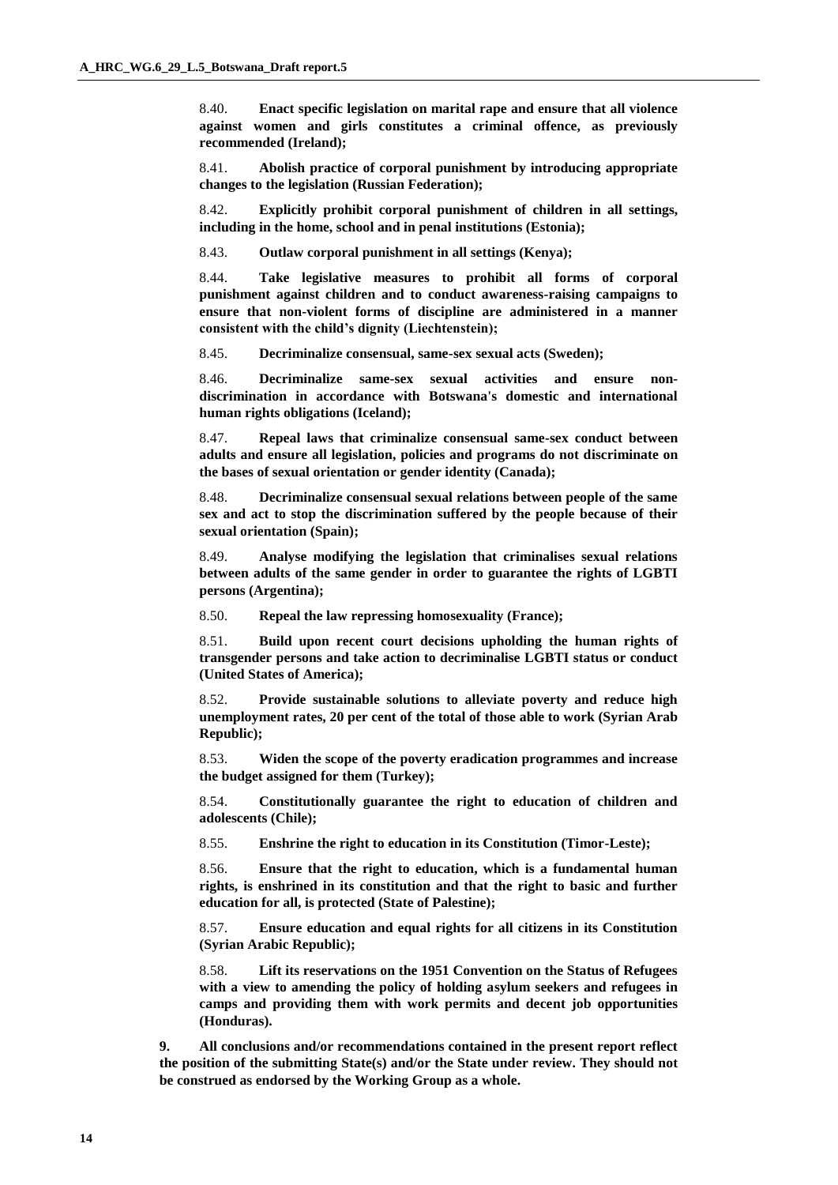8.40. **Enact specific legislation on marital rape and ensure that all violence against women and girls constitutes a criminal offence, as previously recommended (Ireland);**

8.41. **Abolish practice of corporal punishment by introducing appropriate changes to the legislation (Russian Federation);**

8.42. **Explicitly prohibit corporal punishment of children in all settings, including in the home, school and in penal institutions (Estonia);**

8.43. **Outlaw corporal punishment in all settings (Kenya);**

8.44. **Take legislative measures to prohibit all forms of corporal punishment against children and to conduct awareness-raising campaigns to ensure that non-violent forms of discipline are administered in a manner consistent with the child's dignity (Liechtenstein);**

8.45. **Decriminalize consensual, same-sex sexual acts (Sweden);**

8.46. **Decriminalize same-sex sexual activities and ensure non-discrimination in accordance with Botswana's domestic and international human rights obligations (Iceland);**

8.47. **Repeal laws that criminalize consensual same-sex conduct between adults and ensure all legislation, policies and programs do not discriminate on the bases of sexual orientation or gender identity (Canada);**

8.48. **Decriminalize consensual sexual relations between people of the same sex and act to stop the discrimination suffered by the people because of their sexual orientation (Spain);**

8.49. **Analyse modifying the legislation that criminalises sexual relations between adults of the same gender in order to guarantee the rights of LGBTI persons (Argentina);**

8.50. **Repeal the law repressing homosexuality (France);**

8.51. **Build upon recent court decisions upholding the human rights of transgender persons and take action to decriminalise LGBTI status or conduct (United States of America);**

8.52. **Provide sustainable solutions to alleviate poverty and reduce high unemployment rates, 20 per cent of the total of those able to work (Syrian Arab Republic);**

8.53. **Widen the scope of the poverty eradication programmes and increase the budget assigned for them (Turkey);**

8.54. **Constitutionally guarantee the right to education of children and adolescents (Chile);**

8.55. **Enshrine the right to education in its Constitution (Timor-Leste);**

8.56. **Ensure that the right to education, which is a fundamental human rights, is enshrined in its constitution and that the right to basic and further education for all, is protected (State of Palestine);**

8.57. **Ensure education and equal rights for all citizens in its Constitution (Syrian Arabic Republic);**

8.58. **Lift its reservations on the 1951 Convention on the Status of Refugees with a view to amending the policy of holding asylum seekers and refugees in camps and providing them with work permits and decent job opportunities (Honduras).**

9. **All conclusions and/or recommendations contained in the present report reflect the position of the submitting State(s) and/or the State under review. They should not be construed as endorsed by the Working Group as a whole.**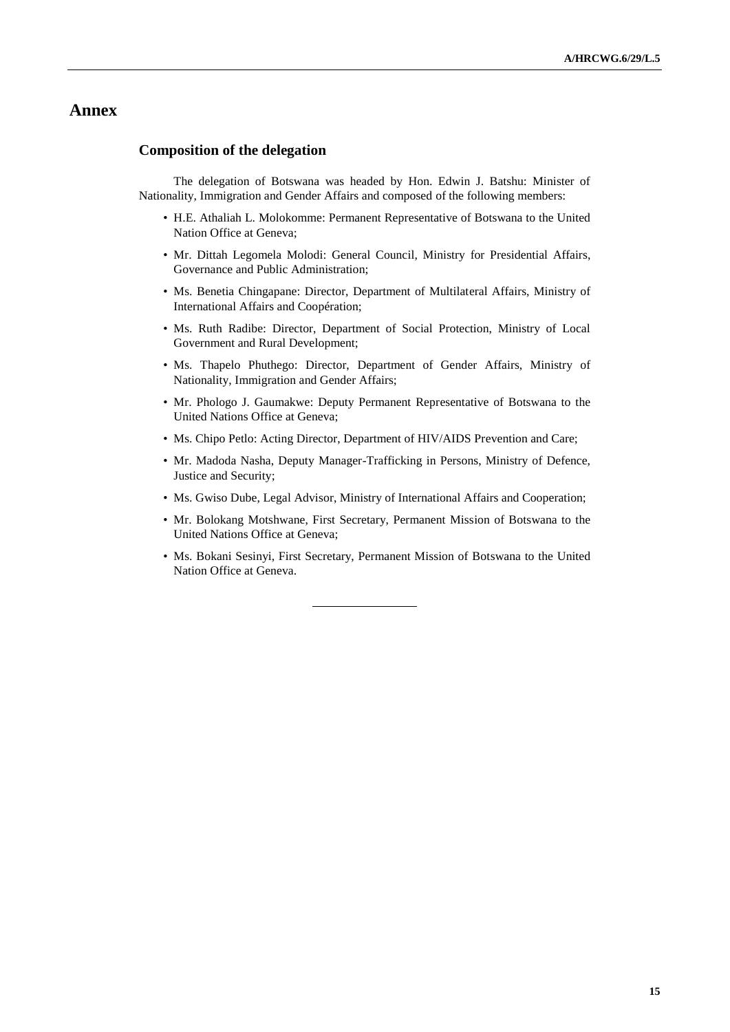# Annex

## Composition of the delegation

The delegation of Botswana was headed by Hon. Edwin J. Batshu: Minister of Nationality, Immigration and Gender Affairs and composed of the following members:

- H.E. Athaliah L. Molokomme: Permanent Representative of Botswana to the United Nation Office at Geneva;
- Mr. Dittah Legomela Molodi: General Council, Ministry for Presidential Affairs, Governance and Public Administration;
- Ms. Benetia Chingapane: Director, Department of Multilateral Affairs, Ministry of International Affairs and Coopération;
- Ms. Ruth Radibe: Director, Department of Social Protection, Ministry of Local Government and Rural Development;
- Ms. Thapelo Phuthego: Director, Department of Gender Affairs, Ministry of Nationality, Immigration and Gender Affairs;
- Mr. Phologo J. Gaumakwe: Deputy Permanent Representative of Botswana to the United Nations Office at Geneva;
- Ms. Chipo Petlo: Acting Director, Department of HIV/AIDS Prevention and Care;
- Mr. Madoda Nasha, Deputy Manager-Trafficking in Persons, Ministry of Defence, Justice and Security;
- Ms. Gwiso Dube, Legal Advisor, Ministry of International Affairs and Cooperation;
- Mr. Bolokang Motshwane, First Secretary, Permanent Mission of Botswana to the United Nations Office at Geneva;
- Ms. Bokani Sesinyi, First Secretary, Permanent Mission of Botswana to the United Nation Office at Geneva.